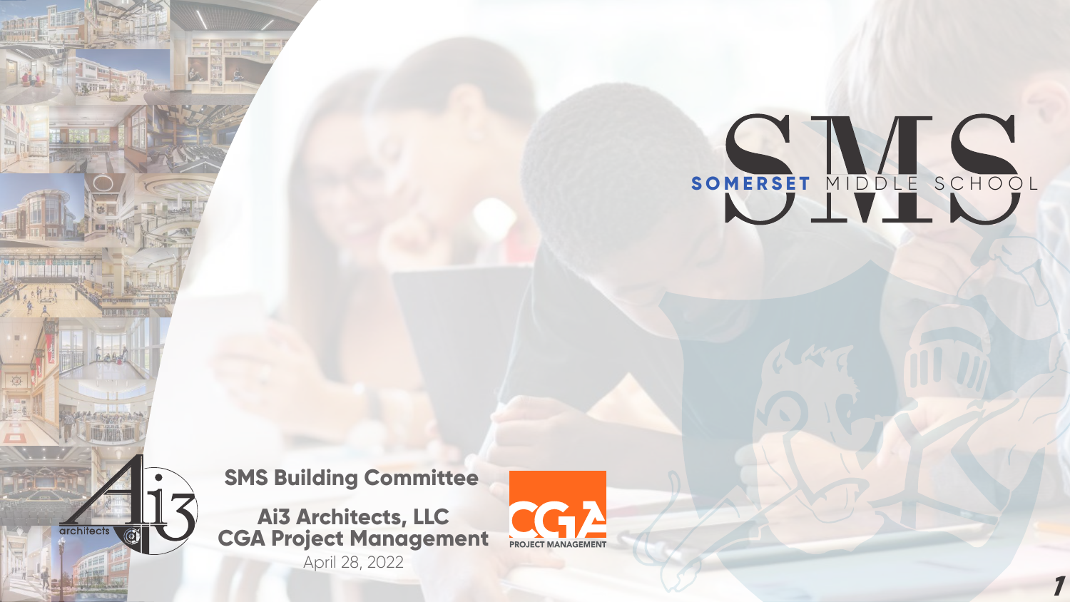# SMS

**SOMERSET** MIDDLE SCHOOL

## SMS Building Committee

**Ai3 Architects, LLC**
**CGA Project Management**

April 28, 2022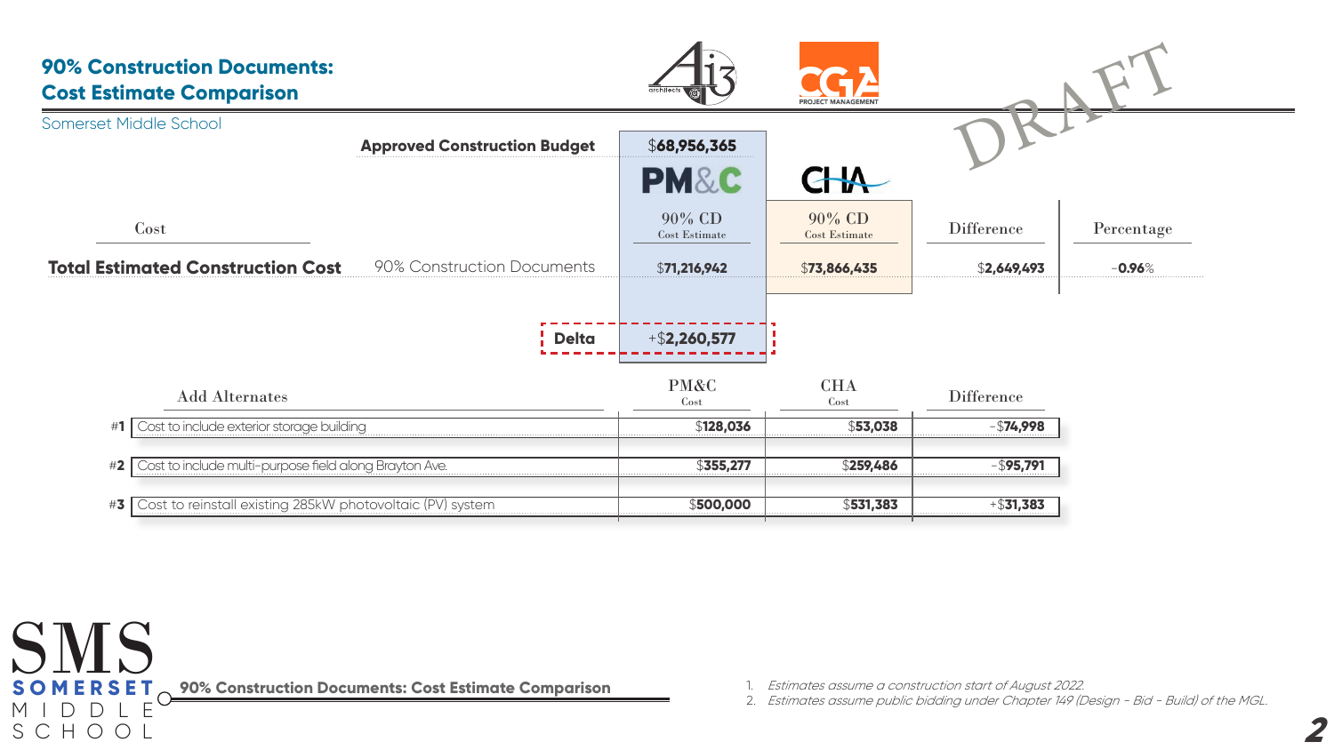# 90% Construction Documents: Cost Estimate Comparison

Somerset Middle School

DRAFT

| Cost | | PM&C 90% CD Cost Estimate | CHA 90% CD Cost Estimate | Difference | Percentage |
|---|---|---|---|---|---|
| **Approved Construction Budget** | | $**68,956,365** | | | |
| **Total Estimated Construction Cost** | 90% Construction Documents | $**71,216,942** | $**73,866,435** | $**2,649,493** | -**0.96**% |
| | **Delta** | +$**2,260,577** | | | |

| # | Add Alternates | PM&C Cost | CHA Cost | Difference |
|---|---|---|---|---|
| #**1** | Cost to include exterior storage building | $**128,036** | $**53,038** | -$**74,998** |
| #**2** | Cost to include multi-purpose field along Brayton Ave. | $**355,277** | $**259,486** | -$**95,791** |
| #**3** | Cost to reinstall existing 285kW photovoltaic (PV) system | $**500,000** | $**531,383** | +$**31,383** |

1. *Estimates assume a construction start of August 2022.*
2. *Estimates assume public bidding under Chapter 149 (Design - Bid - Build) of the MGL.*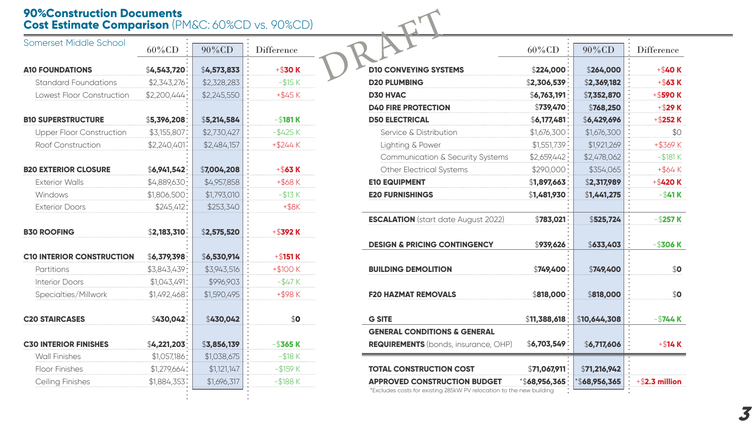# 90%Construction Documents
## Cost Estimate Comparison (PM&C: 60%CD vs. 90%CD)

DRAFT

| Somerset Middle School | 60%CD | 90%CD | Difference |
|---|---|---|---|
| **A10 FOUNDATIONS** | **$4,543,720** | **$4,573,833** | **+$30 K** |
| Standard Foundations | $2,343,276 | $2,328,283 | -$15 K |
| Lowest Floor Construction | $2,200,444 | $2,245,550 | +$45 K |
| **B10 SUPERSTRUCTURE** | **$5,396,208** | **$5,214,584** | **-$181 K** |
| Upper Floor Construction | $3,155,807 | $2,730,427 | -$425 K |
| Roof Construction | $2,240,401 | $2,484,157 | +$244 K |
| **B20 EXTERIOR CLOSURE** | **$6,941,542** | **$7,004,208** | **+$63 K** |
| Exterior Walls | $4,889,630 | $4,957,858 | +$68 K |
| Windows | $1,806,500 | $1,793,010 | -$13 K |
| Exterior Doors | $245,412 | $253,340 | +$8K |
| **B30 ROOFING** | **$2,183,310** | **$2,575,520** | **+$392 K** |
| **C10 INTERIOR CONSTRUCTION** | **$6,379,398** | **$6,530,914** | **+$151 K** |
| Partitions | $3,843,439 | $3,943,516 | +$100 K |
| Interior Doors | $1,043,491 | $996,903 | -$47 K |
| Specialties/Millwork | $1,492,468 | $1,590,495 | +$98 K |
| **C20 STAIRCASES** | **$430,042** | **$430,042** | **$0** |
| **C30 INTERIOR FINISHES** | **$4,221,203** | **$3,856,139** | **-$365 K** |
| Wall Finishes | $1,057,186 | $1,038,675 | -$18 K |
| Floor Finishes | $1,279,664 | $1,121,147 | -$159 K |
| Ceiling Finishes | $1,884,353 | $1,696,317 | -$188 K |

| | 60%CD | 90%CD | Difference |
|---|---|---|---|
| **D10 CONVEYING SYSTEMS** | $224,000 | $264,000 | **+$40 K** |
| **D20 PLUMBING** | **$2,306,539** | **$2,369,182** | **+$63 K** |
| **D30 HVAC** | **$6,763,191** | **$7,352,870** | **+$590 K** |
| **D40 FIRE PROTECTION** | $739,470 | $768,250 | **+$29 K** |
| **D50 ELECTRICAL** | **$6,177,481** | **$6,429,696** | **+$252 K** |
| Service & Distribution | $1,676,300 | $1,676,300 | $0 |
| Lighting & Power | $1,551,739 | $1,921,269 | +$369 K |
| Communication & Security Systems | $2,659,442 | $2,478,062 | -$181 K |
| Other Electrical Systems | $290,000 | $354,065 | +$64 K |
| **E10 EQUIPMENT** | **$1,897,663** | **$2,317,989** | **+$420 K** |
| **E20 FURNISHINGS** | **$1,481,930** | **$1,441,275** | **-$41 K** |
| **ESCALATION** (start date August 2022) | **$783,021** | **$525,724** | **-$257 K** |
| **DESIGN & PRICING CONTINGENCY** | **$939,626** | **$633,403** | **-$306 K** |
| **BUILDING DEMOLITION** | **$749,400** | **$749,400** | **$0** |
| **F20 HAZMAT REMOVALS** | **$818,000** | **$818,000** | **$0** |
| **G SITE** | **$11,388,618** | **$10,644,308** | **-$744 K** |
| **GENERAL CONDITIONS & GENERAL REQUIREMENTS** (bonds, insurance, OHP) | **$6,703,549** | **$6,717,606** | **+$14 K** |
| **TOTAL CONSTRUCTION COST** | **$71,067,911** | **$71,216,942** | |
| **APPROVED CONSTRUCTION BUDGET** | ***$68,956,365** | ***$68,956,365** | **+$2.3 million** |

*Excludes costs for existing 285kW PV relocation to the new building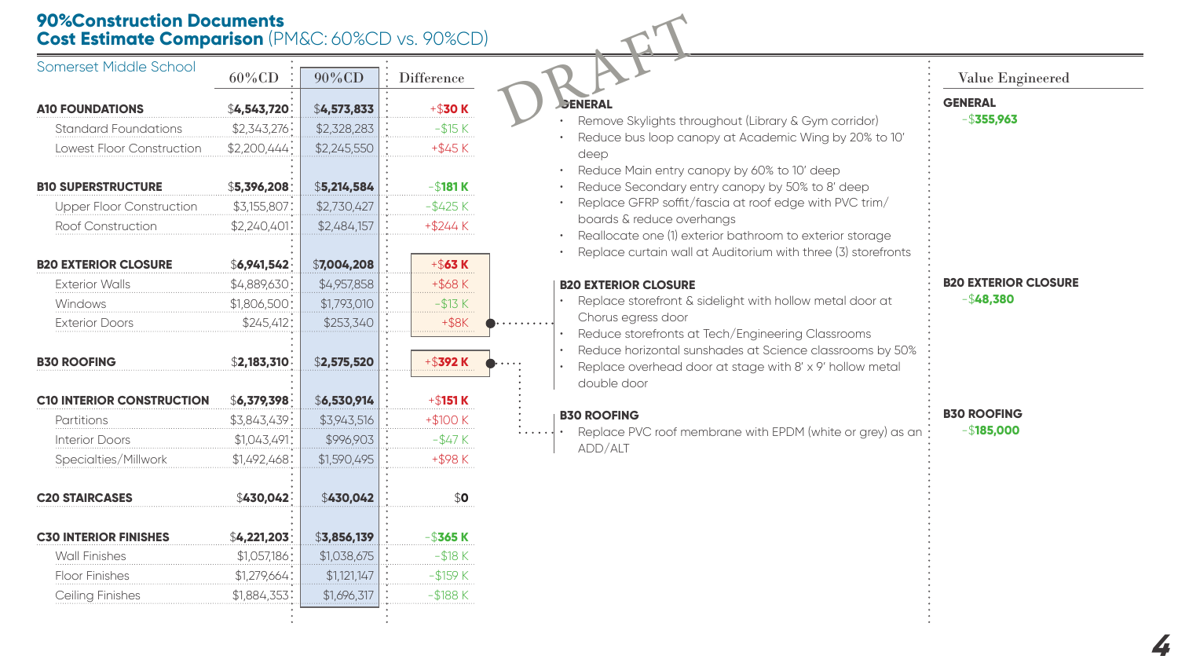# 90%Construction Documents
## Cost Estimate Comparison (PM&C: 60%CD vs. 90%CD)

DRAFT

| Somerset Middle School | 60%CD | 90%CD | Difference |
|---|---|---|---|
| **A10 FOUNDATIONS** | $4,543,720 | $4,573,833 | +$30 K |
| Standard Foundations | $2,343,276 | $2,328,283 | -$15 K |
| Lowest Floor Construction | $2,200,444 | $2,245,550 | +$45 K |
| **B10 SUPERSTRUCTURE** | $5,396,208 | $5,214,584 | -$181 K |
| Upper Floor Construction | $3,155,807 | $2,730,427 | -$425 K |
| Roof Construction | $2,240,401 | $2,484,157 | +$244 K |
| **B20 EXTERIOR CLOSURE** | $6,941,542 | $7,004,208 | +$63 K |
| Exterior Walls | $4,889,630 | $4,957,858 | +$68 K |
| Windows | $1,806,500 | $1,793,010 | -$13 K |
| Exterior Doors | $245,412 | $253,340 | +$8K |
| **B30 ROOFING** | $2,183,310 | $2,575,520 | +$392 K |
| **C10 INTERIOR CONSTRUCTION** | $6,379,398 | $6,530,914 | +$151 K |
| Partitions | $3,843,439 | $3,943,516 | +$100 K |
| Interior Doors | $1,043,491 | $996,903 | -$47 K |
| Specialties/Millwork | $1,492,468 | $1,590,495 | +$98 K |
| **C20 STAIRCASES** | $430,042 | $430,042 | $0 |
| **C30 INTERIOR FINISHES** | $4,221,203 | $3,856,139 | -$365 K |
| Wall Finishes | $1,057,186 | $1,038,675 | -$18 K |
| Floor Finishes | $1,279,664 | $1,121,147 | -$159 K |
| Ceiling Finishes | $1,884,353 | $1,696,317 | -$188 K |

### Value Engineered

**GENERAL** — -$355,963

- Remove Skylights throughout (Library & Gym corridor)
- Reduce bus loop canopy at Academic Wing by 20% to 10' deep
- Reduce Main entry canopy by 60% to 10' deep
- Reduce Secondary entry canopy by 50% to 8' deep
- Replace GFRP soffit/fascia at roof edge with PVC trim/ boards & reduce overhangs
- Reallocate one (1) exterior bathroom to exterior storage
- Replace curtain wall at Auditorium with three (3) storefronts

**B20 EXTERIOR CLOSURE** — -$48,380

- Replace storefront & sidelight with hollow metal door at Chorus egress door
- Reduce storefronts at Tech/Engineering Classrooms
- Reduce horizontal sunshades at Science classrooms by 50%
- Replace overhead door at stage with 8' x 9' hollow metal double door

**B30 ROOFING** — -$185,000

- Replace PVC roof membrane with EPDM (white or grey) as an ADD/ALT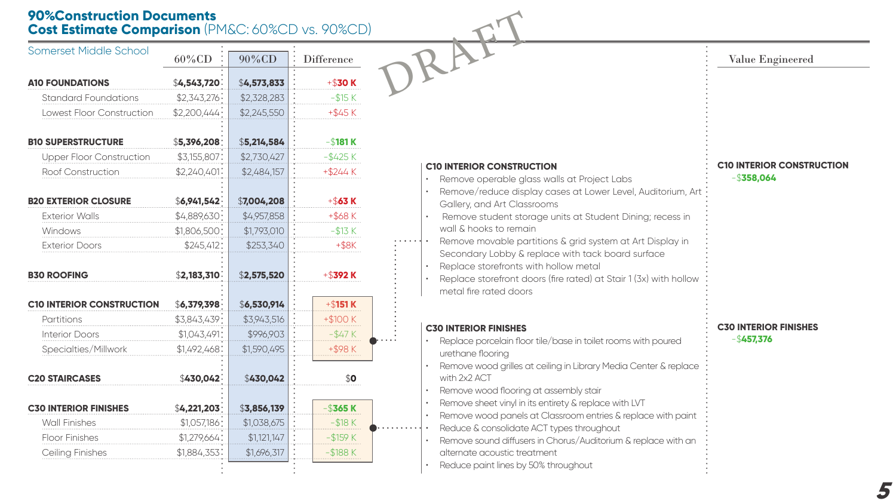# 90%Construction Documents
## Cost Estimate Comparison (PM&C: 60%CD vs. 90%CD)

DRAFT

| Somerset Middle School | 60%CD | 90%CD | Difference |
|---|---|---|---|
| **A10 FOUNDATIONS** | **$4,543,720** | **$4,573,833** | **+$30 K** |
| Standard Foundations | $2,343,276 | $2,328,283 | -$15 K |
| Lowest Floor Construction | $2,200,444 | $2,245,550 | +$45 K |
| **B10 SUPERSTRUCTURE** | **$5,396,208** | **$5,214,584** | **-$181 K** |
| Upper Floor Construction | $3,155,807 | $2,730,427 | -$425 K |
| Roof Construction | $2,240,401 | $2,484,157 | +$244 K |
| **B20 EXTERIOR CLOSURE** | **$6,941,542** | **$7,004,208** | **+$63 K** |
| Exterior Walls | $4,889,630 | $4,957,858 | +$68 K |
| Windows | $1,806,500 | $1,793,010 | -$13 K |
| Exterior Doors | $245,412 | $253,340 | +$8K |
| **B30 ROOFING** | **$2,183,310** | **$2,575,520** | **+$392 K** |
| **C10 INTERIOR CONSTRUCTION** | **$6,379,398** | **$6,530,914** | **+$151 K** |
| Partitions | $3,843,439 | $3,943,516 | +$100 K |
| Interior Doors | $1,043,491 | $996,903 | -$47 K |
| Specialties/Millwork | $1,492,468 | $1,590,495 | +$98 K |
| **C20 STAIRCASES** | **$430,042** | **$430,042** | **$0** |
| **C30 INTERIOR FINISHES** | **$4,221,203** | **$3,856,139** | **-$365 K** |
| Wall Finishes | $1,057,186 | $1,038,675 | -$18 K |
| Floor Finishes | $1,279,664 | $1,121,147 | -$159 K |
| Ceiling Finishes | $1,884,353 | $1,696,317 | -$188 K |

### C10 INTERIOR CONSTRUCTION

- Remove operable glass walls at Project Labs
- Remove/reduce display cases at Lower Level, Auditorium, Art Gallery, and Art Classrooms
- Remove student storage units at Student Dining; recess in wall & hooks to remain
- Remove movable partitions & grid system at Art Display in Secondary Lobby & replace with tack board surface
- Replace storefronts with hollow metal
- Replace storefront doors (fire rated) at Stair 1 (3x) with hollow metal fire rated doors

### C30 INTERIOR FINISHES

- Replace porcelain floor tile/base in toilet rooms with poured urethane flooring
- Remove wood grilles at ceiling in Library Media Center & replace with 2x2 ACT
- Remove wood flooring at assembly stair
- Remove sheet vinyl in its entirety & replace with LVT
- Remove wood panels at Classroom entries & replace with paint
- Reduce & consolidate ACT types throughout
- Remove sound diffusers in Chorus/Auditorium & replace with an alternate acoustic treatment
- Reduce paint lines by 50% throughout

### Value Engineered

**C10 INTERIOR CONSTRUCTION**
-$**358,064**

**C30 INTERIOR FINISHES**
-$**457,376**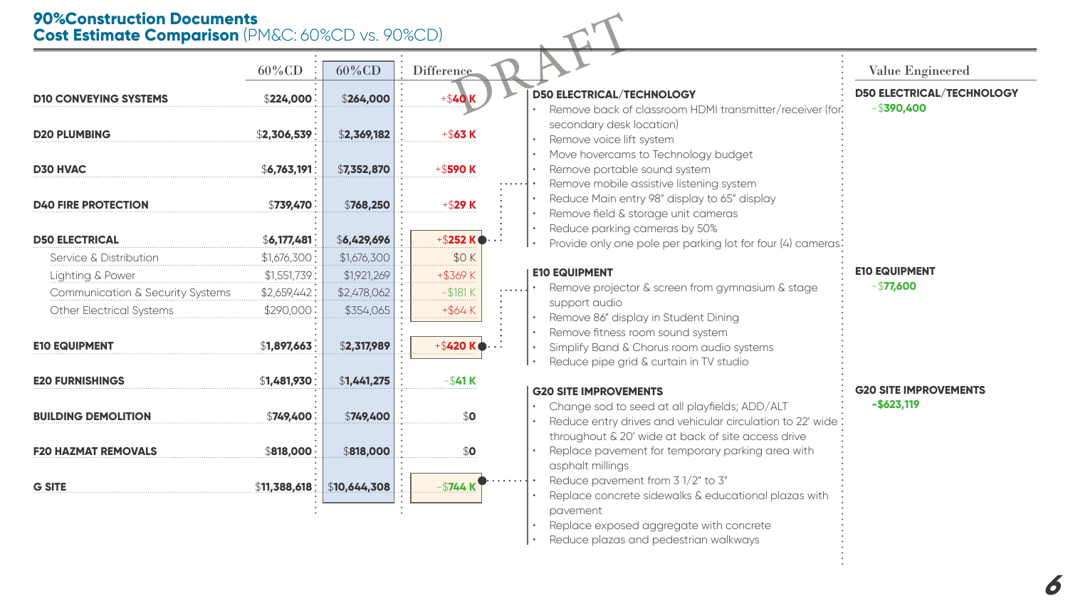# 90%Construction Documents
## Cost Estimate Comparison (PM&C: 60%CD vs. 90%CD)

DRAFT

| | 60%CD | 60%CD | Difference |
|---|---|---|---|
| **D10 CONVEYING SYSTEMS** | $224,000 | $264,000 | +$40 K |
| **D20 PLUMBING** | $2,306,539 | $2,369,182 | +$63 K |
| **D30 HVAC** | $6,763,191 | $7,352,870 | +$590 K |
| **D40 FIRE PROTECTION** | $739,470 | $768,250 | +$29 K |
| **D50 ELECTRICAL** | $6,177,481 | $6,429,696 | +$252 K |
| Service & Distribution | $1,676,300 | $1,676,300 | $0 K |
| Lighting & Power | $1,551,739 | $1,921,269 | +$369 K |
| Communication & Security Systems | $2,659,442 | $2,478,062 | -$181 K |
| Other Electrical Systems | $290,000 | $354,065 | +$64 K |
| **E10 EQUIPMENT** | $1,897,663 | $2,317,989 | +$420 K |
| **E20 FURNISHINGS** | $1,481,930 | $1,441,275 | -$41 K |
| **BUILDING DEMOLITION** | $749,400 | $749,400 | $0 |
| **F20 HAZMAT REMOVALS** | $818,000 | $818,000 | $0 |
| **G SITE** | $11,388,618 | $10,644,308 | -$744 K |

### D50 ELECTRICAL/TECHNOLOGY

- Remove back of classroom HDMI transmitter/receiver (for secondary desk location)
- Remove voice lift system
- Move hovercams to Technology budget
- Remove portable sound system
- Remove mobile assistive listening system
- Reduce Main entry 98" display to 65" display
- Remove field & storage unit cameras
- Reduce parking cameras by 50%
- Provide only one pole per parking lot for four (4) cameras

### E10 EQUIPMENT

- Remove projector & screen from gymnasium & stage support audio
- Remove 86" display in Student Dining
- Remove fitness room sound system
- Simplify Band & Chorus room audio systems
- Reduce pipe grid & curtain in TV studio

### G20 SITE IMPROVEMENTS

- Change sod to seed at all playfields; ADD/ALT
- Reduce entry drives and vehicular circulation to 22' wide throughout & 20' wide at back of site access drive
- Replace pavement for temporary parking area with asphalt millings
- Reduce pavement from 3 1/2" to 3"
- Replace concrete sidewalks & educational plazas with pavement
- Replace exposed aggregate with concrete
- Reduce plazas and pedestrian walkways

### Value Engineered

**D50 ELECTRICAL/TECHNOLOGY**
-$390,400

**E10 EQUIPMENT**
-$77,600

**G20 SITE IMPROVEMENTS**
-$623,119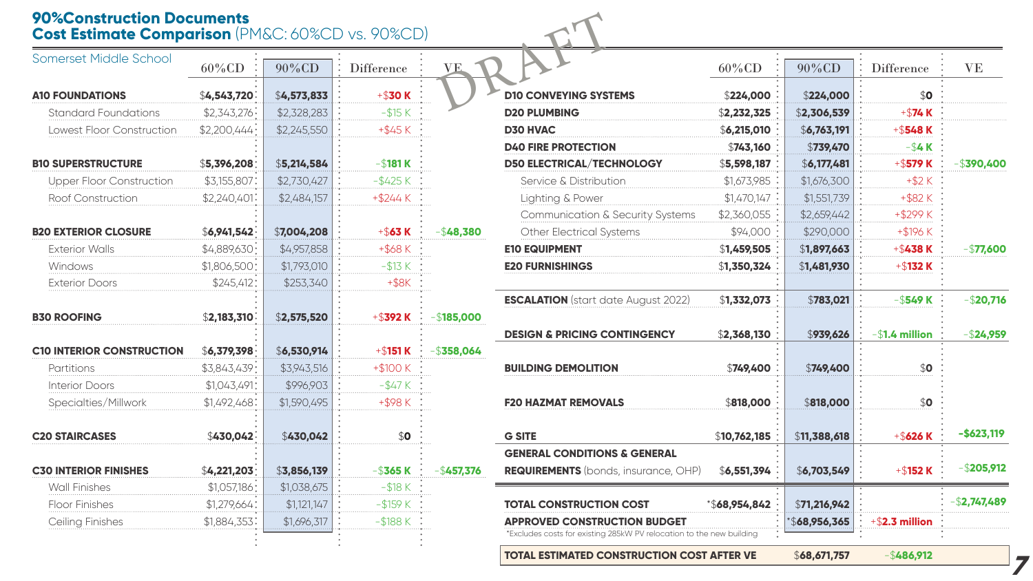# 90%Construction Documents
## Cost Estimate Comparison (PM&C: 60%CD vs. 90%CD)

DRAFT

Somerset Middle School

| | 60%CD | 90%CD | Difference | VE |
|---|---|---|---|---|
| **A10 FOUNDATIONS** | $4,543,720 | $4,573,833 | +$30 K | |
| Standard Foundations | $2,343,276 | $2,328,283 | -$15 K | |
| Lowest Floor Construction | $2,200,444 | $2,245,550 | +$45 K | |
| **B10 SUPERSTRUCTURE** | $5,396,208 | $5,214,584 | -$181 K | |
| Upper Floor Construction | $3,155,807 | $2,730,427 | -$425 K | |
| Roof Construction | $2,240,401 | $2,484,157 | +$244 K | |
| **B20 EXTERIOR CLOSURE** | $6,941,542 | $7,004,208 | +$63 K | -$48,380 |
| Exterior Walls | $4,889,630 | $4,957,858 | +$68 K | |
| Windows | $1,806,500 | $1,793,010 | -$13 K | |
| Exterior Doors | $245,412 | $253,340 | +$8K | |
| **B30 ROOFING** | $2,183,310 | $2,575,520 | +$392 K | -$185,000 |
| **C10 INTERIOR CONSTRUCTION** | $6,379,398 | $6,530,914 | +$151 K | -$358,064 |
| Partitions | $3,843,439 | $3,943,516 | +$100 K | |
| Interior Doors | $1,043,491 | $996,903 | -$47 K | |
| Specialties/Millwork | $1,492,468 | $1,590,495 | +$98 K | |
| **C20 STAIRCASES** | $430,042 | $430,042 | $0 | |
| **C30 INTERIOR FINISHES** | $4,221,203 | $3,856,139 | -$365 K | -$457,376 |
| Wall Finishes | $1,057,186 | $1,038,675 | -$18 K | |
| Floor Finishes | $1,279,664 | $1,121,147 | -$159 K | |
| Ceiling Finishes | $1,884,353 | $1,696,317 | -$188 K | |

| | 60%CD | 90%CD | Difference | VE |
|---|---|---|---|---|
| **D10 CONVEYING SYSTEMS** | $224,000 | $224,000 | $0 | |
| **D20 PLUMBING** | $2,232,325 | $2,306,539 | +$74 K | |
| **D30 HVAC** | $6,215,010 | $6,763,191 | +$548 K | |
| **D40 FIRE PROTECTION** | $743,160 | $739,470 | -$4 K | |
| **D50 ELECTRICAL/TECHNOLOGY** | $5,598,187 | $6,177,481 | +$579 K | -$390,400 |
| Service & Distribution | $1,673,985 | $1,676,300 | +$2 K | |
| Lighting & Power | $1,470,147 | $1,551,739 | +$82 K | |
| Communication & Security Systems | $2,360,055 | $2,659,442 | +$299 K | |
| Other Electrical Systems | $94,000 | $290,000 | +$196 K | |
| **E10 EQUIPMENT** | $1,459,505 | $1,897,663 | +$438 K | -$77,600 |
| **E20 FURNISHINGS** | $1,350,324 | $1,481,930 | +$132 K | |
| **ESCALATION** (start date August 2022) | $1,332,073 | $783,021 | -$549 K | -$20,716 |
| **DESIGN & PRICING CONTINGENCY** | $2,368,130 | $939,626 | -$1.4 million | -$24,959 |
| **BUILDING DEMOLITION** | $749,400 | $749,400 | $0 | |
| **F20 HAZMAT REMOVALS** | $818,000 | $818,000 | $0 | |
| **G SITE** | $10,762,185 | $11,388,618 | +$626 K | -$623,119 |
| **GENERAL CONDITIONS & GENERAL REQUIREMENTS** (bonds, insurance, OHP) | $6,551,394 | $6,703,549 | +$152 K | -$205,912 |
| **TOTAL CONSTRUCTION COST** | *$68,954,842 | $71,216,942 | | -$2,747,489 |
| **APPROVED CONSTRUCTION BUDGET** | | *$68,956,365 | +$2.3 million | |

*Excludes costs for existing 285kW PV relocation to the new building

| | | |
|---|---|---|
| **TOTAL ESTIMATED CONSTRUCTION COST AFTER VE** | $68,671,757 | -$486,912 |